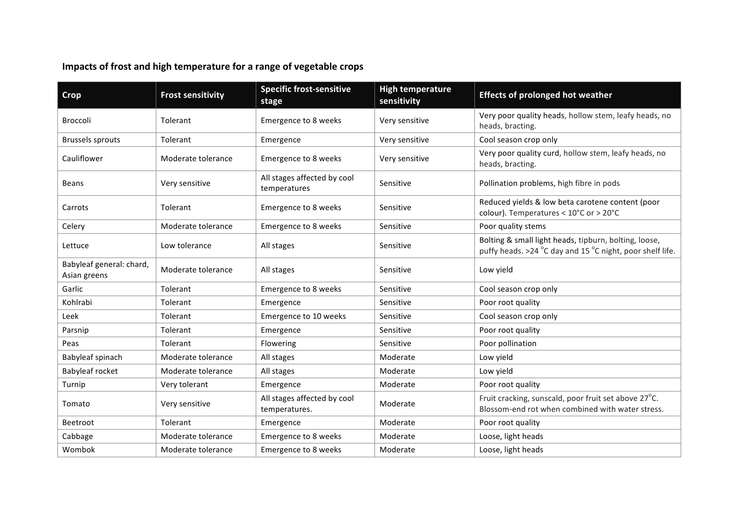### Impacts of frost and high temperature for a range of vegetable crops

| Crop | Frost sensitivity | Specific frost-sensitive stage | High temperature sensitivity | Effects of prolonged hot weather |
|---|---|---|---|---|
| Broccoli | Tolerant | Emergence to 8 weeks | Very sensitive | Very poor quality heads, hollow stem, leafy heads, no heads, bracting. |
| Brussels sprouts | Tolerant | Emergence | Very sensitive | Cool season crop only |
| Cauliflower | Moderate tolerance | Emergence to 8 weeks | Very sensitive | Very poor quality curd, hollow stem, leafy heads, no heads, bracting. |
| Beans | Very sensitive | All stages affected by cool temperatures | Sensitive | Pollination problems, high fibre in pods |
| Carrots | Tolerant | Emergence to 8 weeks | Sensitive | Reduced yields & low beta carotene content (poor colour). Temperatures < 10°C or > 20°C |
| Celery | Moderate tolerance | Emergence to 8 weeks | Sensitive | Poor quality stems |
| Lettuce | Low tolerance | All stages | Sensitive | Bolting & small light heads, tipburn, bolting, loose, puffy heads. >24 °C day and 15 °C night, poor shelf life. |
| Babyleaf general: chard, Asian greens | Moderate tolerance | All stages | Sensitive | Low yield |
| Garlic | Tolerant | Emergence to 8 weeks | Sensitive | Cool season crop only |
| Kohlrabi | Tolerant | Emergence | Sensitive | Poor root quality |
| Leek | Tolerant | Emergence to 10 weeks | Sensitive | Cool season crop only |
| Parsnip | Tolerant | Emergence | Sensitive | Poor root quality |
| Peas | Tolerant | Flowering | Sensitive | Poor pollination |
| Babyleaf spinach | Moderate tolerance | All stages | Moderate | Low yield |
| Babyleaf rocket | Moderate tolerance | All stages | Moderate | Low yield |
| Turnip | Very tolerant | Emergence | Moderate | Poor root quality |
| Tomato | Very sensitive | All stages affected by cool temperatures. | Moderate | Fruit cracking, sunscald, poor fruit set above 27°C. Blossom-end rot when combined with water stress. |
| Beetroot | Tolerant | Emergence | Moderate | Poor root quality |
| Cabbage | Moderate tolerance | Emergence to 8 weeks | Moderate | Loose, light heads |
| Wombok | Moderate tolerance | Emergence to 8 weeks | Moderate | Loose, light heads |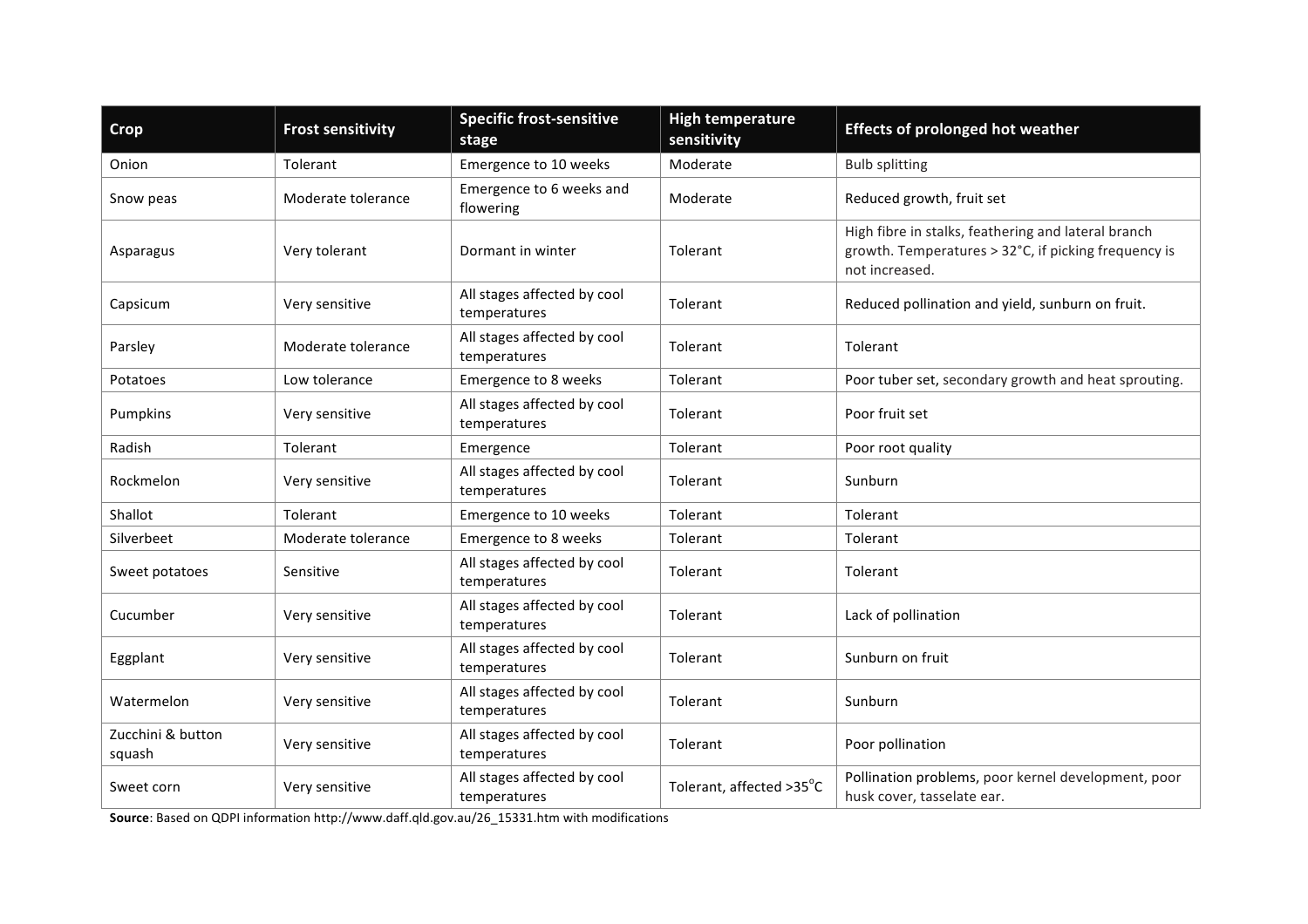| Crop | Frost sensitivity | Specific frost-sensitive stage | High temperature sensitivity | Effects of prolonged hot weather |
|---|---|---|---|---|
| Onion | Tolerant | Emergence to 10 weeks | Moderate | Bulb splitting |
| Snow peas | Moderate tolerance | Emergence to 6 weeks and flowering | Moderate | Reduced growth, fruit set |
| Asparagus | Very tolerant | Dormant in winter | Tolerant | High fibre in stalks, feathering and lateral branch growth. Temperatures > 32°C, if picking frequency is not increased. |
| Capsicum | Very sensitive | All stages affected by cool temperatures | Tolerant | Reduced pollination and yield, sunburn on fruit. |
| Parsley | Moderate tolerance | All stages affected by cool temperatures | Tolerant | Tolerant |
| Potatoes | Low tolerance | Emergence to 8 weeks | Tolerant | Poor tuber set, secondary growth and heat sprouting. |
| Pumpkins | Very sensitive | All stages affected by cool temperatures | Tolerant | Poor fruit set |
| Radish | Tolerant | Emergence | Tolerant | Poor root quality |
| Rockmelon | Very sensitive | All stages affected by cool temperatures | Tolerant | Sunburn |
| Shallot | Tolerant | Emergence to 10 weeks | Tolerant | Tolerant |
| Silverbeet | Moderate tolerance | Emergence to 8 weeks | Tolerant | Tolerant |
| Sweet potatoes | Sensitive | All stages affected by cool temperatures | Tolerant | Tolerant |
| Cucumber | Very sensitive | All stages affected by cool temperatures | Tolerant | Lack of pollination |
| Eggplant | Very sensitive | All stages affected by cool temperatures | Tolerant | Sunburn on fruit |
| Watermelon | Very sensitive | All stages affected by cool temperatures | Tolerant | Sunburn |
| Zucchini & button squash | Very sensitive | All stages affected by cool temperatures | Tolerant | Poor pollination |
| Sweet corn | Very sensitive | All stages affected by cool temperatures | Tolerant, affected >35°C | Pollination problems, poor kernel development, poor husk cover, tasselate ear. |

**Source**: Based on QDPI information http://www.daff.qld.gov.au/26_15331.htm with modifications